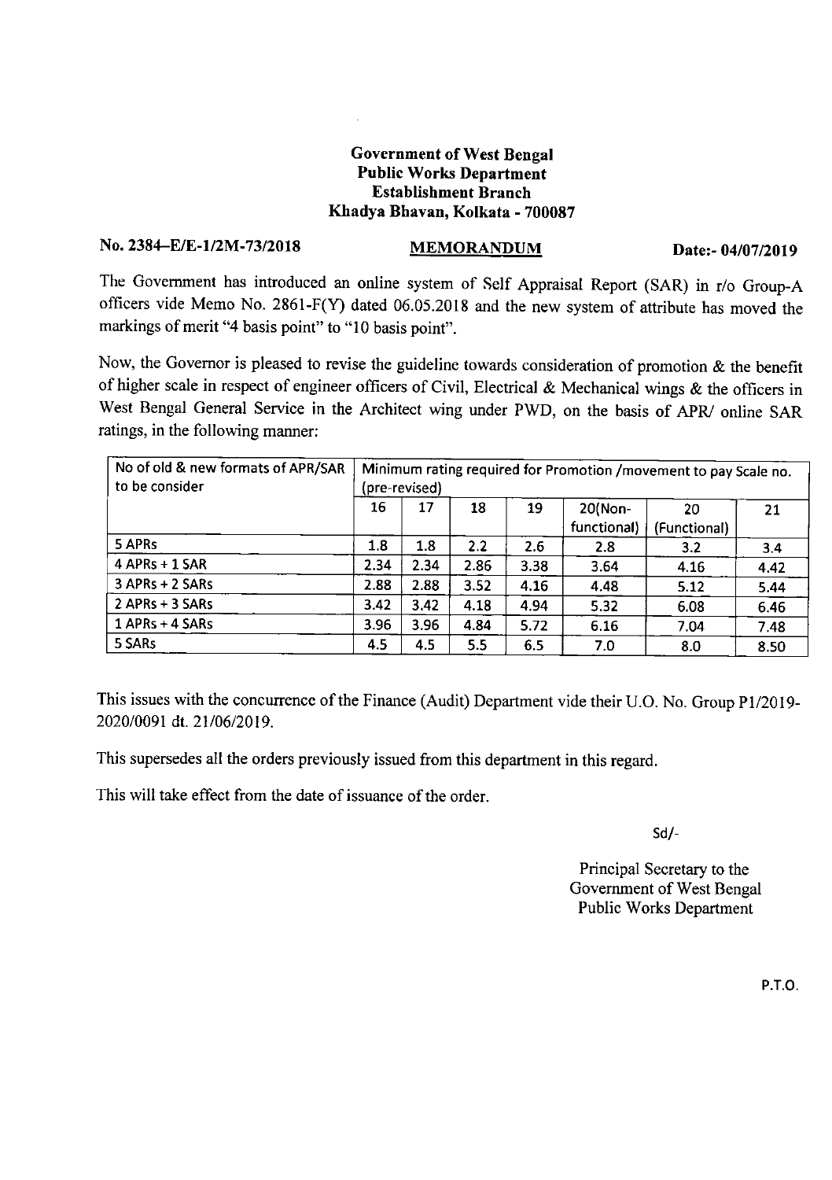**Government of West Bengal**
**Public Works Department**
**Establishment Branch**
**Khadya Bhavan, Kolkata - 700087**

**No. 2384–E/E-1/2M-73/2018** **MEMORANDUM** **Date:- 04/07/2019**

The Government has introduced an online system of Self Appraisal Report (SAR) in r/o Group-A officers vide Memo No. 2861-F(Y) dated 06.05.2018 and the new system of attribute has moved the markings of merit "4 basis point" to "10 basis point".

Now, the Governor is pleased to revise the guideline towards consideration of promotion & the benefit of higher scale in respect of engineer officers of Civil, Electrical & Mechanical wings & the officers in West Bengal General Service in the Architect wing under PWD, on the basis of APR/ online SAR ratings, in the following manner:

| No of old & new formats of APR/SAR to be consider | Minimum rating required for Promotion /movement to pay Scale no. (pre-revised) | | | | | | |
|---|---|---|---|---|---|---|---|
| | 16 | 17 | 18 | 19 | 20(Non-functional) | 20 (Functional) | 21 |
| 5 APRs | 1.8 | 1.8 | 2.2 | 2.6 | 2.8 | 3.2 | 3.4 |
| 4 APRs + 1 SAR | 2.34 | 2.34 | 2.86 | 3.38 | 3.64 | 4.16 | 4.42 |
| 3 APRs + 2 SARs | 2.88 | 2.88 | 3.52 | 4.16 | 4.48 | 5.12 | 5.44 |
| 2 APRs + 3 SARs | 3.42 | 3.42 | 4.18 | 4.94 | 5.32 | 6.08 | 6.46 |
| 1 APRs + 4 SARs | 3.96 | 3.96 | 4.84 | 5.72 | 6.16 | 7.04 | 7.48 |
| 5 SARs | 4.5 | 4.5 | 5.5 | 6.5 | 7.0 | 8.0 | 8.50 |

This issues with the concurrence of the Finance (Audit) Department vide their U.O. No. Group P1/2019-2020/0091 dt. 21/06/2019.

This supersedes all the orders previously issued from this department in this regard.

This will take effect from the date of issuance of the order.

Sd/-

Principal Secretary to the
Government of West Bengal
Public Works Department

P.T.O.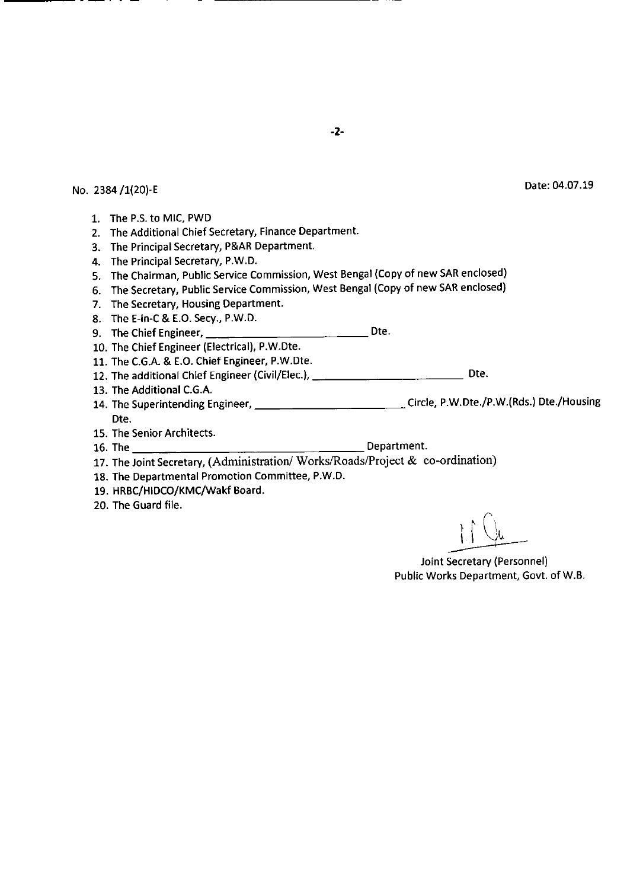No. 2384 /1(20)-E

Date: 04.07.19

1. The P.S. to MIC, PWD
2. The Additional Chief Secretary, Finance Department.
3. The Principal Secretary, P&AR Department.
4. The Principal Secretary, P.W.D.
5. The Chairman, Public Service Commission, West Bengal (Copy of new SAR enclosed)
6. The Secretary, Public Service Commission, West Bengal (Copy of new SAR enclosed)
7. The Secretary, Housing Department.
8. The E-in-C & E.O. Secy., P.W.D.
9. The Chief Engineer, ________________________ Dte.
10. The Chief Engineer (Electrical), P.W.Dte.
11. The C.G.A. & E.O. Chief Engineer, P.W.Dte.
12. The additional Chief Engineer (Civil/Elec.), ________________________ Dte.
13. The Additional C.G.A.
14. The Superintending Engineer, ________________________ Circle, P.W.Dte./P.W.(Rds.) Dte./Housing Dte.
15. The Senior Architects.
16. The ________________________ Department.
17. The Joint Secretary, (Administration/ Works/Roads/Project & co-ordination)
18. The Departmental Promotion Committee, P.W.D.
19. HRBC/HIDCO/KMC/Wakf Board.
20. The Guard file.

Joint Secretary (Personnel)
Public Works Department, Govt. of W.B.